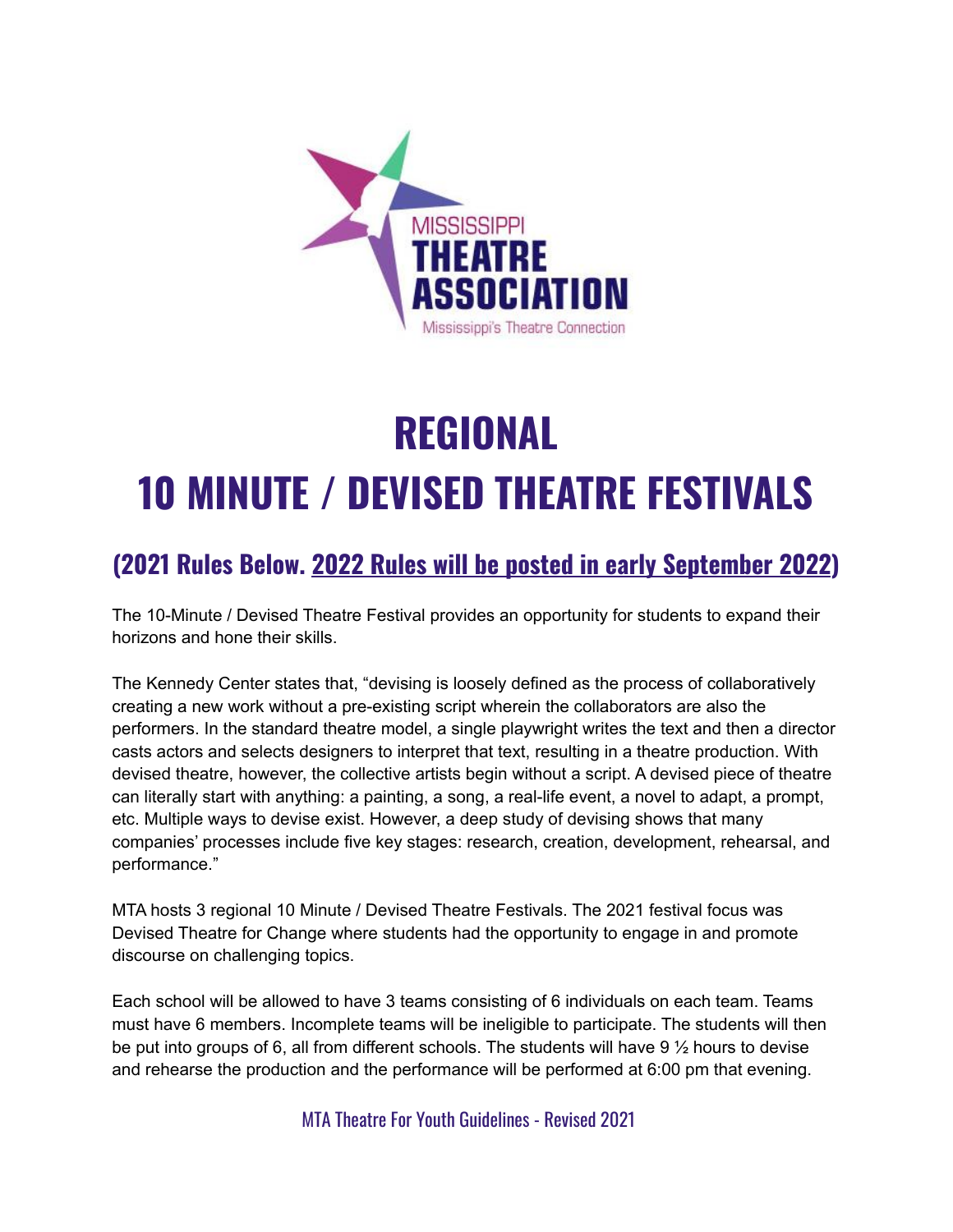# REGIONAL 10 MINUTE / DEVISED THEATRE FESTIVALS

## (2021 Rules Below. 2022 Rules will be posted in early September 2022)

The 10-Minute / Devised Theatre Festival provides an opportunity for students to expand their horizons and hone their skills.

The Kennedy Center states that, "devising is loosely defined as the process of collaboratively creating a new work without a pre-existing script wherein the collaborators are also the performers. In the standard theatre model, a single playwright writes the text and then a director casts actors and selects designers to interpret that text, resulting in a theatre production. With devised theatre, however, the collective artists begin without a script. A devised piece of theatre can literally start with anything: a painting, a song, a real-life event, a novel to adapt, a prompt, etc. Multiple ways to devise exist. However, a deep study of devising shows that many companies' processes include five key stages: research, creation, development, rehearsal, and performance."

MTA hosts 3 regional 10 Minute / Devised Theatre Festivals. The 2021 festival focus was Devised Theatre for Change where students had the opportunity to engage in and promote discourse on challenging topics.

Each school will be allowed to have 3 teams consisting of 6 individuals on each team. Teams must have 6 members. Incomplete teams will be ineligible to participate. The students will then be put into groups of 6, all from different schools. The students will have 9 ½ hours to devise and rehearse the production and the performance will be performed at 6:00 pm that evening.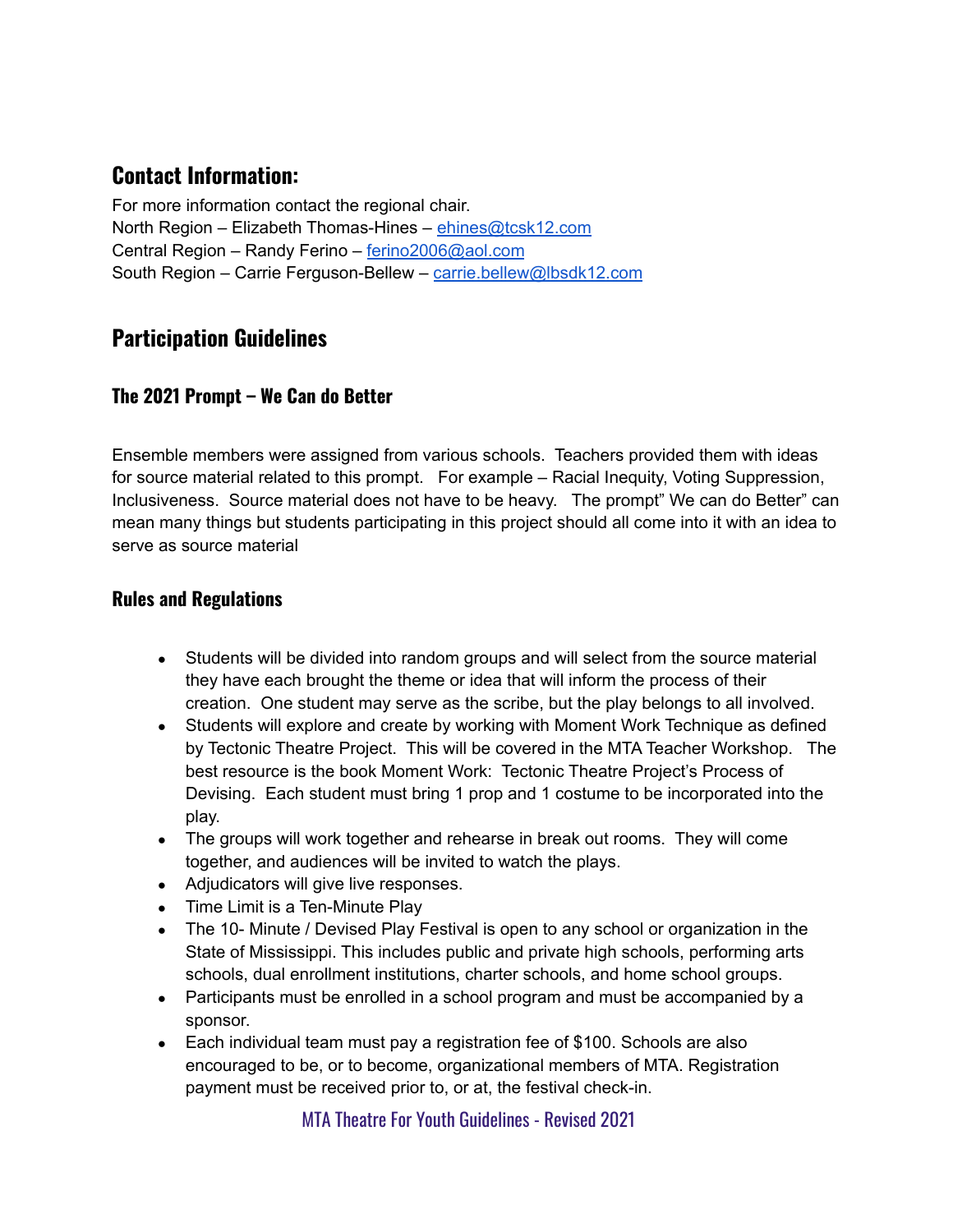## Contact Information:

For more information contact the regional chair.
North Region – Elizabeth Thomas-Hines – ehines@tcsk12.com
Central Region – Randy Ferino – ferino2006@aol.com
South Region – Carrie Ferguson-Bellew – carrie.bellew@lbsdk12.com

## Participation Guidelines

### The 2021 Prompt – We Can do Better

Ensemble members were assigned from various schools. Teachers provided them with ideas for source material related to this prompt. For example – Racial Inequity, Voting Suppression, Inclusiveness. Source material does not have to be heavy. The prompt" We can do Better" can mean many things but students participating in this project should all come into it with an idea to serve as source material

### Rules and Regulations

- Students will be divided into random groups and will select from the source material they have each brought the theme or idea that will inform the process of their creation. One student may serve as the scribe, but the play belongs to all involved.
- Students will explore and create by working with Moment Work Technique as defined by Tectonic Theatre Project. This will be covered in the MTA Teacher Workshop. The best resource is the book Moment Work: Tectonic Theatre Project's Process of Devising. Each student must bring 1 prop and 1 costume to be incorporated into the play.
- The groups will work together and rehearse in break out rooms. They will come together, and audiences will be invited to watch the plays.
- Adjudicators will give live responses.
- Time Limit is a Ten-Minute Play
- The 10- Minute / Devised Play Festival is open to any school or organization in the State of Mississippi. This includes public and private high schools, performing arts schools, dual enrollment institutions, charter schools, and home school groups.
- Participants must be enrolled in a school program and must be accompanied by a sponsor.
- Each individual team must pay a registration fee of $100. Schools are also encouraged to be, or to become, organizational members of MTA. Registration payment must be received prior to, or at, the festival check-in.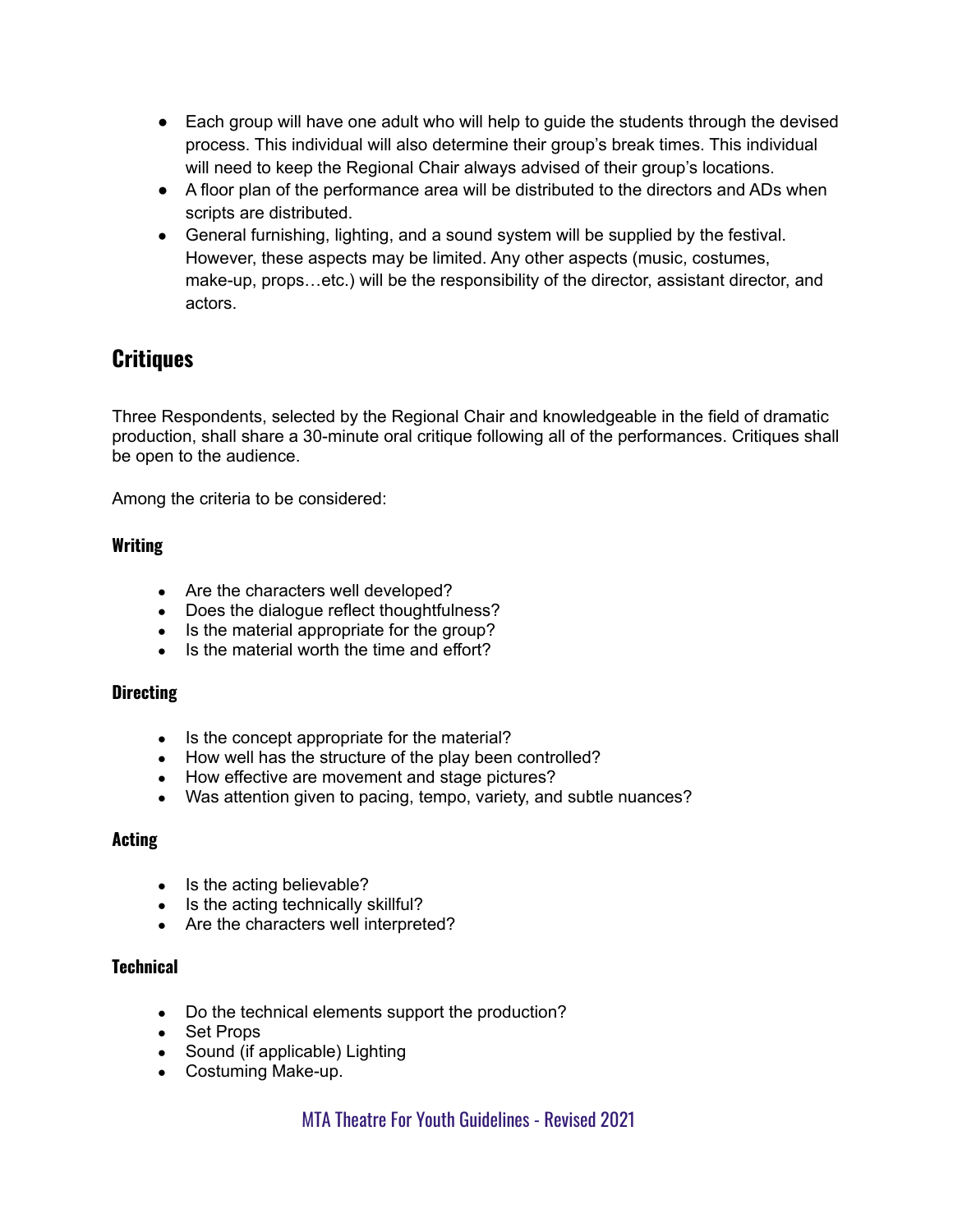- Each group will have one adult who will help to guide the students through the devised process. This individual will also determine their group's break times. This individual will need to keep the Regional Chair always advised of their group's locations.
- A floor plan of the performance area will be distributed to the directors and ADs when scripts are distributed.
- General furnishing, lighting, and a sound system will be supplied by the festival. However, these aspects may be limited. Any other aspects (music, costumes, make-up, props…etc.) will be the responsibility of the director, assistant director, and actors.

## Critiques

Three Respondents, selected by the Regional Chair and knowledgeable in the field of dramatic production, shall share a 30-minute oral critique following all of the performances. Critiques shall be open to the audience.

Among the criteria to be considered:

### Writing

- Are the characters well developed?
- Does the dialogue reflect thoughtfulness?
- Is the material appropriate for the group?
- Is the material worth the time and effort?

### Directing

- Is the concept appropriate for the material?
- How well has the structure of the play been controlled?
- How effective are movement and stage pictures?
- Was attention given to pacing, tempo, variety, and subtle nuances?

### Acting

- Is the acting believable?
- Is the acting technically skillful?
- Are the characters well interpreted?

### Technical

- Do the technical elements support the production?
- Set Props
- Sound (if applicable) Lighting
- Costuming Make-up.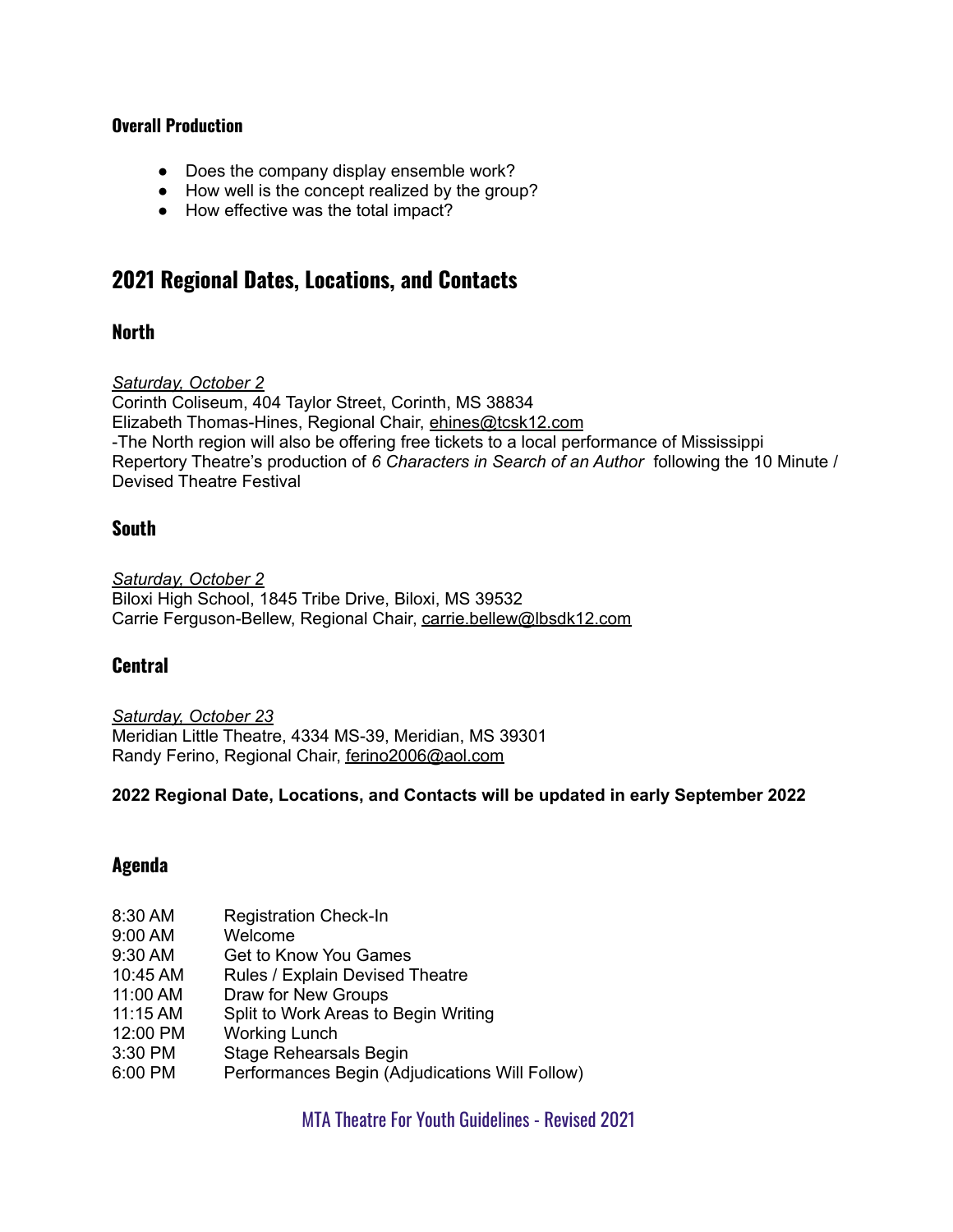### Overall Production

- Does the company display ensemble work?
- How well is the concept realized by the group?
- How effective was the total impact?

## 2021 Regional Dates, Locations, and Contacts

### North

*Saturday, October 2*
Corinth Coliseum, 404 Taylor Street, Corinth, MS 38834
Elizabeth Thomas-Hines, Regional Chair, ehines@tcsk12.com
-The North region will also be offering free tickets to a local performance of Mississippi Repertory Theatre's production of *6 Characters in Search of an Author* following the 10 Minute / Devised Theatre Festival

### South

*Saturday, October 2*
Biloxi High School, 1845 Tribe Drive, Biloxi, MS 39532
Carrie Ferguson-Bellew, Regional Chair, carrie.bellew@lbsdk12.com

### Central

*Saturday, October 23*
Meridian Little Theatre, 4334 MS-39, Meridian, MS 39301
Randy Ferino, Regional Chair, ferino2006@aol.com

**2022 Regional Date, Locations, and Contacts will be updated in early September 2022**

### Agenda

| | |
|---|---|
| 8:30 AM | Registration Check-In |
| 9:00 AM | Welcome |
| 9:30 AM | Get to Know You Games |
| 10:45 AM | Rules / Explain Devised Theatre |
| 11:00 AM | Draw for New Groups |
| 11:15 AM | Split to Work Areas to Begin Writing |
| 12:00 PM | Working Lunch |
| 3:30 PM | Stage Rehearsals Begin |
| 6:00 PM | Performances Begin (Adjudications Will Follow) |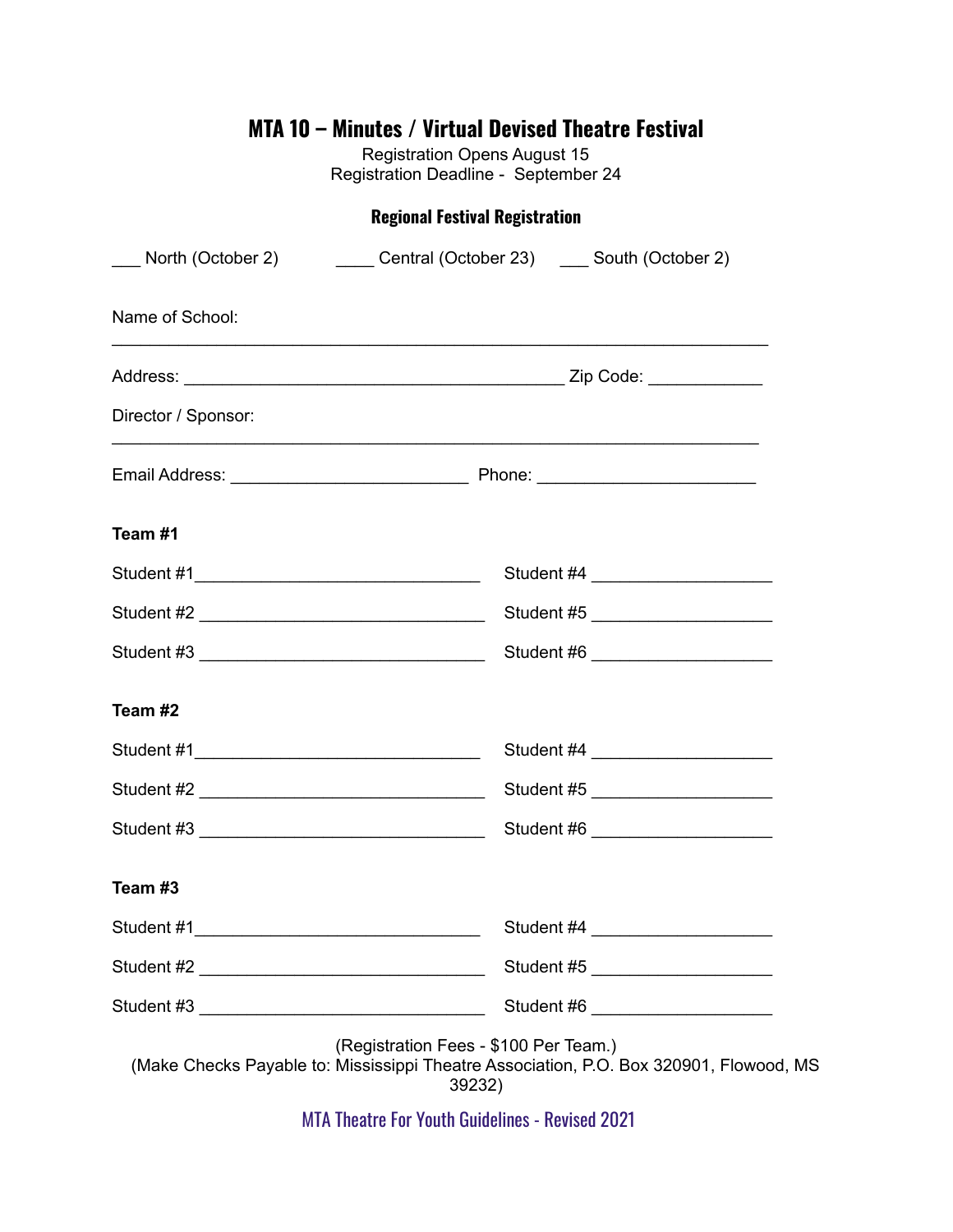# MTA 10 – Minutes / Virtual Devised Theatre Festival

Registration Opens August 15
Registration Deadline - September 24

## Regional Festival Registration

___ North (October 2) ____ Central (October 23) ___ South (October 2)

Name of School:
_______________________________________________________________

Address: ________________________________________ Zip Code: ___________

Director / Sponsor:
_______________________________________________________________

Email Address: _________________________ Phone: _______________________

**Team #1**

Student #1______________________________ Student #4 ___________________

Student #2 ______________________________ Student #5 ___________________

Student #3 ______________________________ Student #6 ___________________

**Team #2**

Student #1______________________________ Student #4 ___________________

Student #2 ______________________________ Student #5 ___________________

Student #3 ______________________________ Student #6 ___________________

**Team #3**

Student #1______________________________ Student #4 ___________________

Student #2 ______________________________ Student #5 ___________________

Student #3 ______________________________ Student #6 ___________________

(Registration Fees - $100 Per Team.)
(Make Checks Payable to: Mississippi Theatre Association, P.O. Box 320901, Flowood, MS 39232)

MTA Theatre For Youth Guidelines - Revised 2021